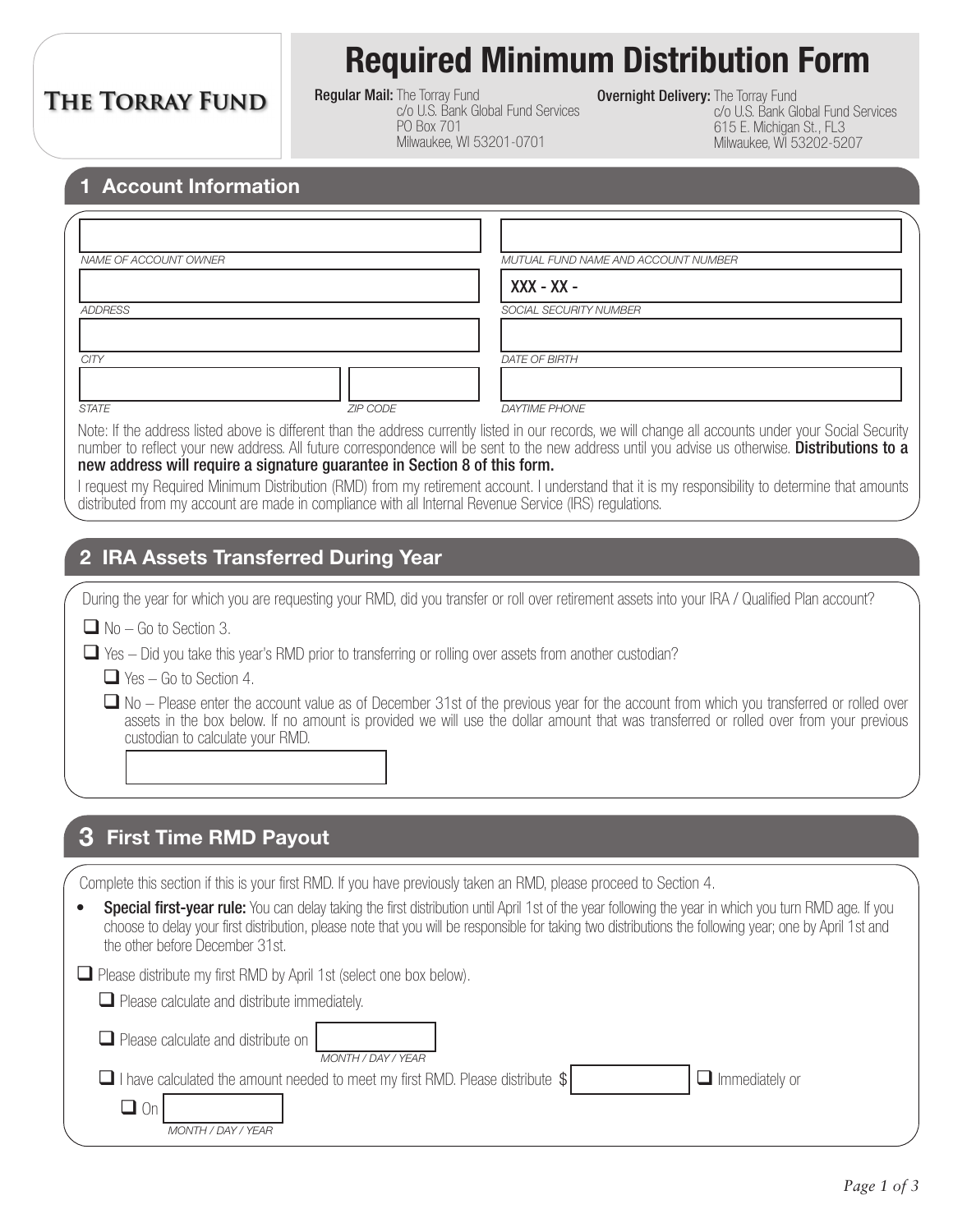**THE TORRAY FUND**

# Required Minimum Distribution Form

**Regular Mail:** The Torray Fund
c/o U.S. Bank Global Fund Services
PO Box 701
Milwaukee, WI 53201-0701

**Overnight Delivery:** The Torray Fund
c/o U.S. Bank Global Fund Services
615 E. Michigan St., FL3
Milwaukee, WI 53202-5207

## 1 Account Information

NAME OF ACCOUNT OWNER: ____________________

MUTUAL FUND NAME AND ACCOUNT NUMBER: ____________________

ADDRESS: ____________________

SOCIAL SECURITY NUMBER: XXX - XX - ________

CITY: ____________________

DATE OF BIRTH: ____________________

STATE: ____________ ZIP CODE: ____________

DAYTIME PHONE: ____________________

Note: If the address listed above is different than the address currently listed in our records, we will change all accounts under your Social Security number to reflect your new address. All future correspondence will be sent to the new address until you advise us otherwise. **Distributions to a new address will require a signature guarantee in Section 8 of this form.**

I request my Required Minimum Distribution (RMD) from my retirement account. I understand that it is my responsibility to determine that amounts distributed from my account are made in compliance with all Internal Revenue Service (IRS) regulations.

## 2 IRA Assets Transferred During Year

During the year for which you are requesting your RMD, did you transfer or roll over retirement assets into your IRA / Qualified Plan account?

- ☐ No – Go to Section 3.
- ☐ Yes – Did you take this year's RMD prior to transferring or rolling over assets from another custodian?
  - ☐ Yes – Go to Section 4.
  - ☐ No – Please enter the account value as of December 31st of the previous year for the account from which you transferred or rolled over assets in the box below. If no amount is provided we will use the dollar amount that was transferred or rolled over from your previous custodian to calculate your RMD.

    ____________________

## 3 First Time RMD Payout

Complete this section if this is your first RMD. If you have previously taken an RMD, please proceed to Section 4.

- **Special first-year rule:** You can delay taking the first distribution until April 1st of the year following the year in which you turn RMD age. If you choose to delay your first distribution, please note that you will be responsible for taking two distributions the following year; one by April 1st and the other before December 31st.

☐ Please distribute my first RMD by April 1st (select one box below).

- ☐ Please calculate and distribute immediately.
- ☐ Please calculate and distribute on ____________ (MONTH / DAY / YEAR)
- ☐ I have calculated the amount needed to meet my first RMD. Please distribute $ ____________ ☐ Immediately or
  - ☐ On ____________ (MONTH / DAY / YEAR)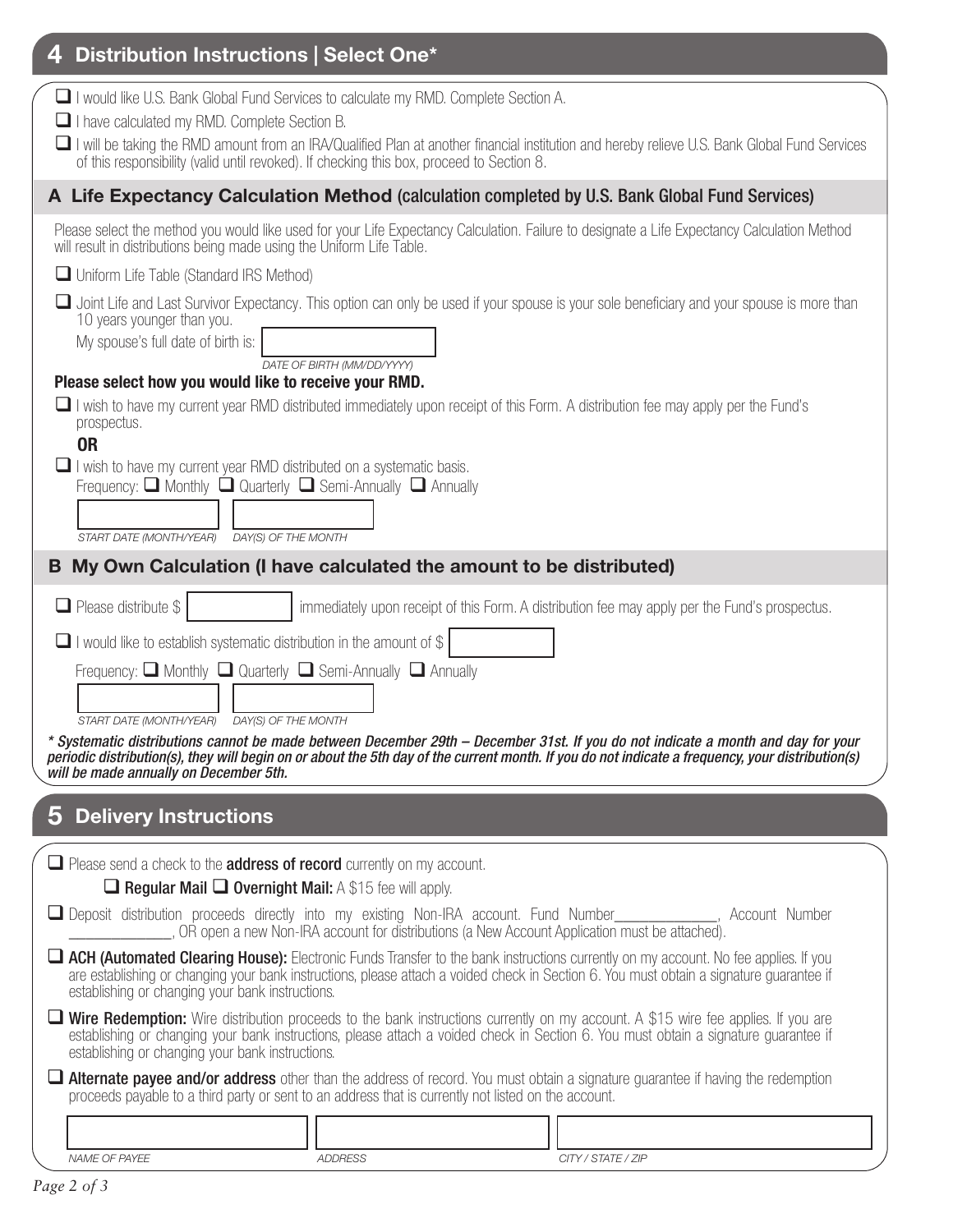## 4 Distribution Instructions | Select One*

- ☐ I would like U.S. Bank Global Fund Services to calculate my RMD. Complete Section A.
- ☐ I have calculated my RMD. Complete Section B.
- ☐ I will be taking the RMD amount from an IRA/Qualified Plan at another financial institution and hereby relieve U.S. Bank Global Fund Services of this responsibility (valid until revoked). If checking this box, proceed to Section 8.

### A Life Expectancy Calculation Method (calculation completed by U.S. Bank Global Fund Services)

Please select the method you would like used for your Life Expectancy Calculation. Failure to designate a Life Expectancy Calculation Method will result in distributions being made using the Uniform Life Table.

- ☐ Uniform Life Table (Standard IRS Method)
- ☐ Joint Life and Last Survivor Expectancy. This option can only be used if your spouse is your sole beneficiary and your spouse is more than 10 years younger than you.

My spouse's full date of birth is: ____________
DATE OF BIRTH (MM/DD/YYYY)

**Please select how you would like to receive your RMD.**

- ☐ I wish to have my current year RMD distributed immediately upon receipt of this Form. A distribution fee may apply per the Fund's prospectus.

**OR**

- ☐ I wish to have my current year RMD distributed on a systematic basis.

Frequency: ☐ Monthly ☐ Quarterly ☐ Semi-Annually ☐ Annually

____________ ____________
START DATE (MONTH/YEAR) DAY(S) OF THE MONTH

### B My Own Calculation (I have calculated the amount to be distributed)

- ☐ Please distribute $ ____________ immediately upon receipt of this Form. A distribution fee may apply per the Fund's prospectus.
- ☐ I would like to establish systematic distribution in the amount of $ ____________

Frequency: ☐ Monthly ☐ Quarterly ☐ Semi-Annually ☐ Annually

____________ ____________
START DATE (MONTH/YEAR) DAY(S) OF THE MONTH

***\* Systematic distributions cannot be made between December 29th – December 31st. If you do not indicate a month and day for your periodic distribution(s), they will begin on or about the 5th day of the current month. If you do not indicate a frequency, your distribution(s) will be made annually on December 5th.***

## 5 Delivery Instructions

- ☐ Please send a check to the **address of record** currently on my account.
  - ☐ **Regular Mail** ☐ **Overnight Mail:** A $15 fee will apply.
- ☐ Deposit distribution proceeds directly into my existing Non-IRA account. Fund Number____________, Account Number ____________, OR open a new Non-IRA account for distributions (a New Account Application must be attached).
- ☐ **ACH (Automated Clearing House):** Electronic Funds Transfer to the bank instructions currently on my account. No fee applies. If you are establishing or changing your bank instructions, please attach a voided check in Section 6. You must obtain a signature guarantee if establishing or changing your bank instructions.
- ☐ **Wire Redemption:** Wire distribution proceeds to the bank instructions currently on my account. A $15 wire fee applies. If you are establishing or changing your bank instructions, please attach a voided check in Section 6. You must obtain a signature guarantee if establishing or changing your bank instructions.
- ☐ **Alternate payee and/or address** other than the address of record. You must obtain a signature guarantee if having the redemption proceeds payable to a third party or sent to an address that is currently not listed on the account.

| NAME OF PAYEE | ADDRESS | CITY / STATE / ZIP |
|---|---|---|
| | | |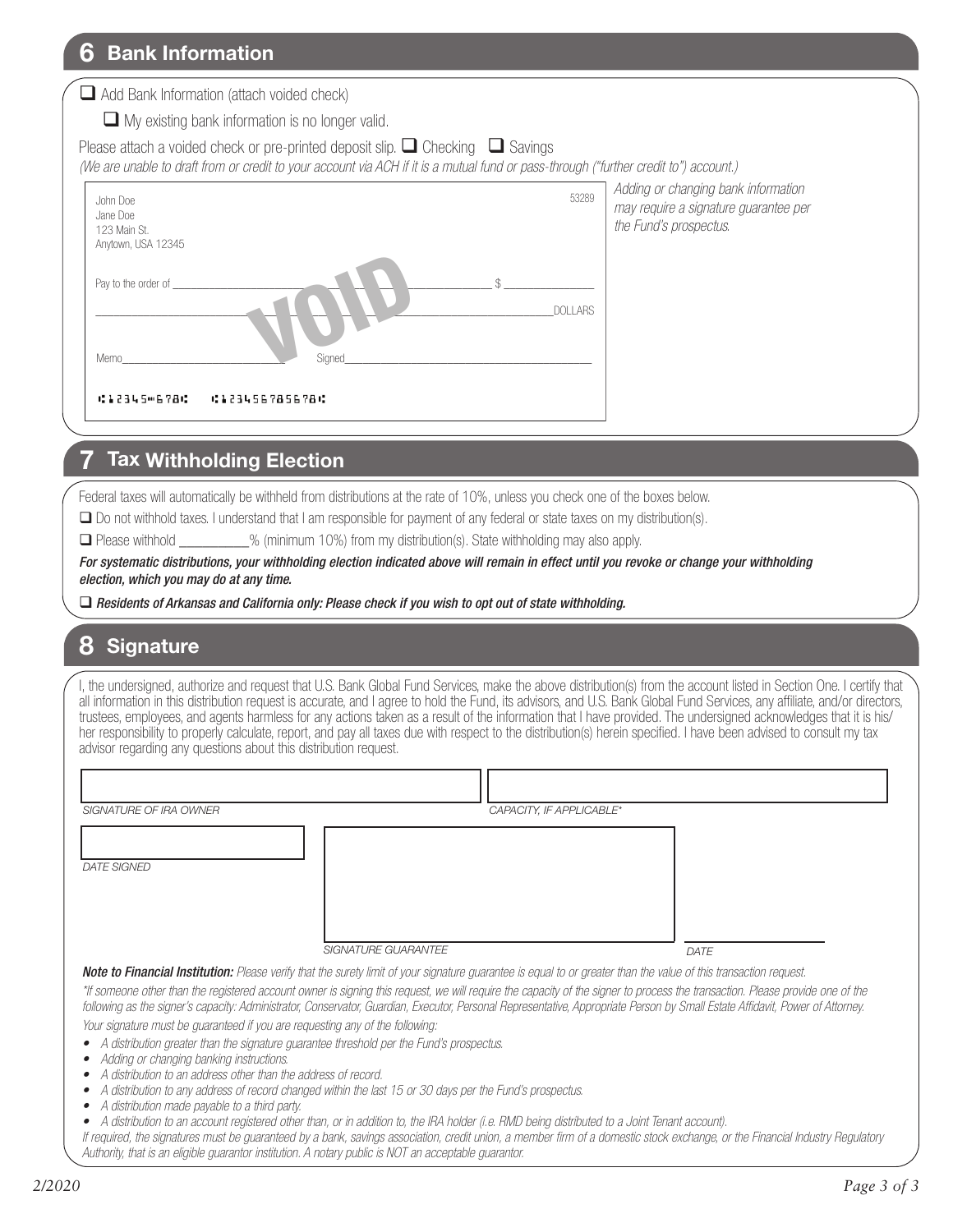## 6 Bank Information

☐ Add Bank Information (attach voided check)

☐ My existing bank information is no longer valid.

Please attach a voided check or pre-printed deposit slip. ☐ Checking ☐ Savings

*(We are unable to draft from or credit to your account via ACH if it is a mutual fund or pass-through ("further credit to") account.)*

John Doe
Jane Doe
123 Main St.
Anytown, USA 12345

53289

Pay to the order of \_\_\_\_\_\_\_\_\_\_\_\_\_\_\_\_\_\_\_\_ $ \_\_\_\_\_\_\_\_\_\_

\_\_\_\_\_\_\_\_\_\_\_\_\_\_\_\_\_\_\_\_\_\_\_\_\_\_\_\_ DOLLARS

VOID

Memo\_\_\_\_\_\_\_\_\_\_\_\_ Signed\_\_\_\_\_\_\_\_\_\_\_\_\_\_\_\_

⑆12345⑈678⑆ ⑆12345678567 8⑆

*Adding or changing bank information may require a signature guarantee per the Fund's prospectus.*

## 7 Tax Withholding Election

Federal taxes will automatically be withheld from distributions at the rate of 10%, unless you check one of the boxes below.

☐ Do not withhold taxes. I understand that I am responsible for payment of any federal or state taxes on my distribution(s).

☐ Please withhold \_\_\_\_\_\_\_\_\_% (minimum 10%) from my distribution(s). State withholding may also apply.

***For systematic distributions, your withholding election indicated above will remain in effect until you revoke or change your withholding election, which you may do at any time.***

☐ ***Residents of Arkansas and California only: Please check if you wish to opt out of state withholding.***

## 8 Signature

I, the undersigned, authorize and request that U.S. Bank Global Fund Services, make the above distribution(s) from the account listed in Section One. I certify that all information in this distribution request is accurate, and I agree to hold the Fund, its advisors, and U.S. Bank Global Fund Services, any affiliate, and/or directors, trustees, employees, and agents harmless for any actions taken as a result of the information that I have provided. The undersigned acknowledges that it is his/her responsibility to properly calculate, report, and pay all taxes due with respect to the distribution(s) herein specified. I have been advised to consult my tax advisor regarding any questions about this distribution request.

SIGNATURE OF IRA OWNER

CAPACITY, IF APPLICABLE*

DATE SIGNED

SIGNATURE GUARANTEE

DATE

***Note to Financial Institution:*** *Please verify that the surety limit of your signature guarantee is equal to or greater than the value of this transaction request.*

*\*If someone other than the registered account owner is signing this request, we will require the capacity of the signer to process the transaction. Please provide one of the following as the signer's capacity: Administrator, Conservator, Guardian, Executor, Personal Representative, Appropriate Person by Small Estate Affidavit, Power of Attorney.*

*Your signature must be guaranteed if you are requesting any of the following:*

- *A distribution greater than the signature guarantee threshold per the Fund's prospectus.*
- *Adding or changing banking instructions.*
- *A distribution to an address other than the address of record.*
- *A distribution to any address of record changed within the last 15 or 30 days per the Fund's prospectus.*
- *A distribution made payable to a third party.*
- *A distribution to an account registered other than, or in addition to, the IRA holder (i.e. RMD being distributed to a Joint Tenant account).*

*If required, the signatures must be guaranteed by a bank, savings association, credit union, a member firm of a domestic stock exchange, or the Financial Industry Regulatory Authority, that is an eligible guarantor institution. A notary public is NOT an acceptable guarantor.*

2/2020